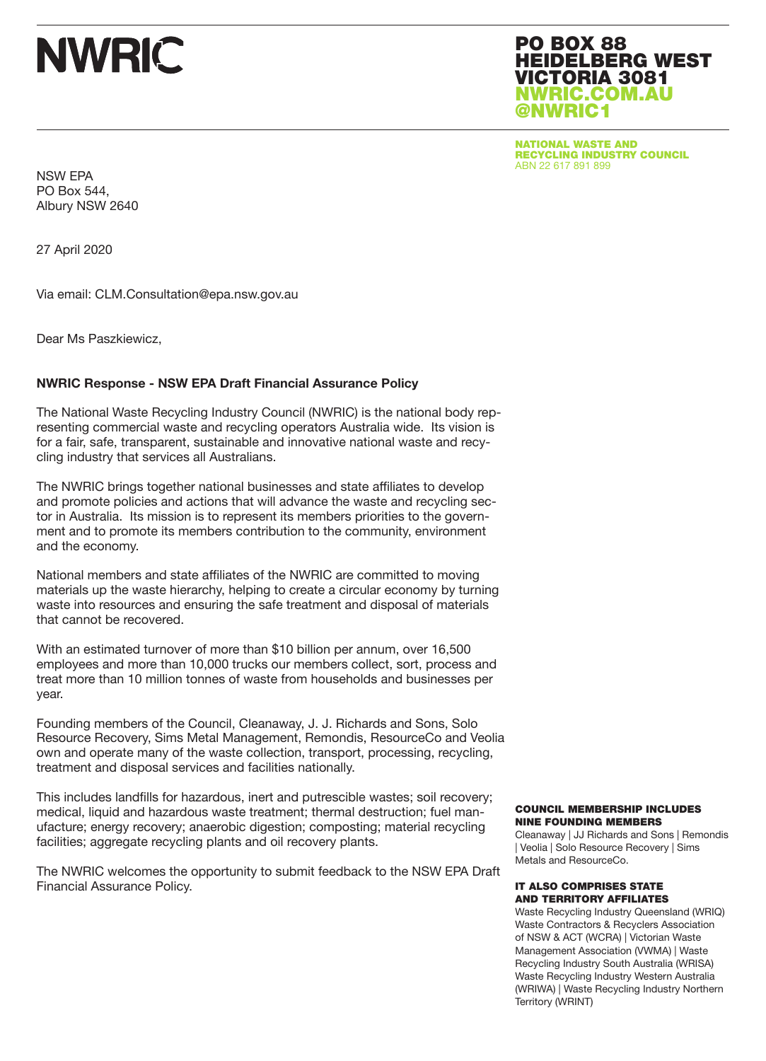# NWRIC

**PO BOX 88**
**HEIDELBERG WEST**
**VICTORIA 3081**
**NWRIC.COM.AU**
**@NWRIC1**

**NATIONAL WASTE AND RECYCLING INDUSTRY COUNCIL**
ABN 22 617 891 899

NSW EPA
PO Box 544,
Albury NSW 2640

27 April 2020

Via email: CLM.Consultation@epa.nsw.gov.au

Dear Ms Paszkiewicz,

**NWRIC Response - NSW EPA Draft Financial Assurance Policy**

The National Waste Recycling Industry Council (NWRIC) is the national body representing commercial waste and recycling operators Australia wide. Its vision is for a fair, safe, transparent, sustainable and innovative national waste and recycling industry that services all Australians.

The NWRIC brings together national businesses and state affiliates to develop and promote policies and actions that will advance the waste and recycling sector in Australia. Its mission is to represent its members priorities to the government and to promote its members contribution to the community, environment and the economy.

National members and state affiliates of the NWRIC are committed to moving materials up the waste hierarchy, helping to create a circular economy by turning waste into resources and ensuring the safe treatment and disposal of materials that cannot be recovered.

With an estimated turnover of more than $10 billion per annum, over 16,500 employees and more than 10,000 trucks our members collect, sort, process and treat more than 10 million tonnes of waste from households and businesses per year.

Founding members of the Council, Cleanaway, J. J. Richards and Sons, Solo Resource Recovery, Sims Metal Management, Remondis, ResourceCo and Veolia own and operate many of the waste collection, transport, processing, recycling, treatment and disposal services and facilities nationally.

This includes landfills for hazardous, inert and putrescible wastes; soil recovery; medical, liquid and hazardous waste treatment; thermal destruction; fuel manufacture; energy recovery; anaerobic digestion; composting; material recycling facilities; aggregate recycling plants and oil recovery plants.

The NWRIC welcomes the opportunity to submit feedback to the NSW EPA Draft Financial Assurance Policy.

**COUNCIL MEMBERSHIP INCLUDES NINE FOUNDING MEMBERS**
Cleanaway | JJ Richards and Sons | Remondis | Veolia | Solo Resource Recovery | Sims Metals and ResourceCo.

**IT ALSO COMPRISES STATE AND TERRITORY AFFILIATES**
Waste Recycling Industry Queensland (WRIQ) Waste Contractors & Recyclers Association of NSW & ACT (WCRA) | Victorian Waste Management Association (VWMA) | Waste Recycling Industry South Australia (WRISA) Waste Recycling Industry Western Australia (WRIWA) | Waste Recycling Industry Northern Territory (WRINT)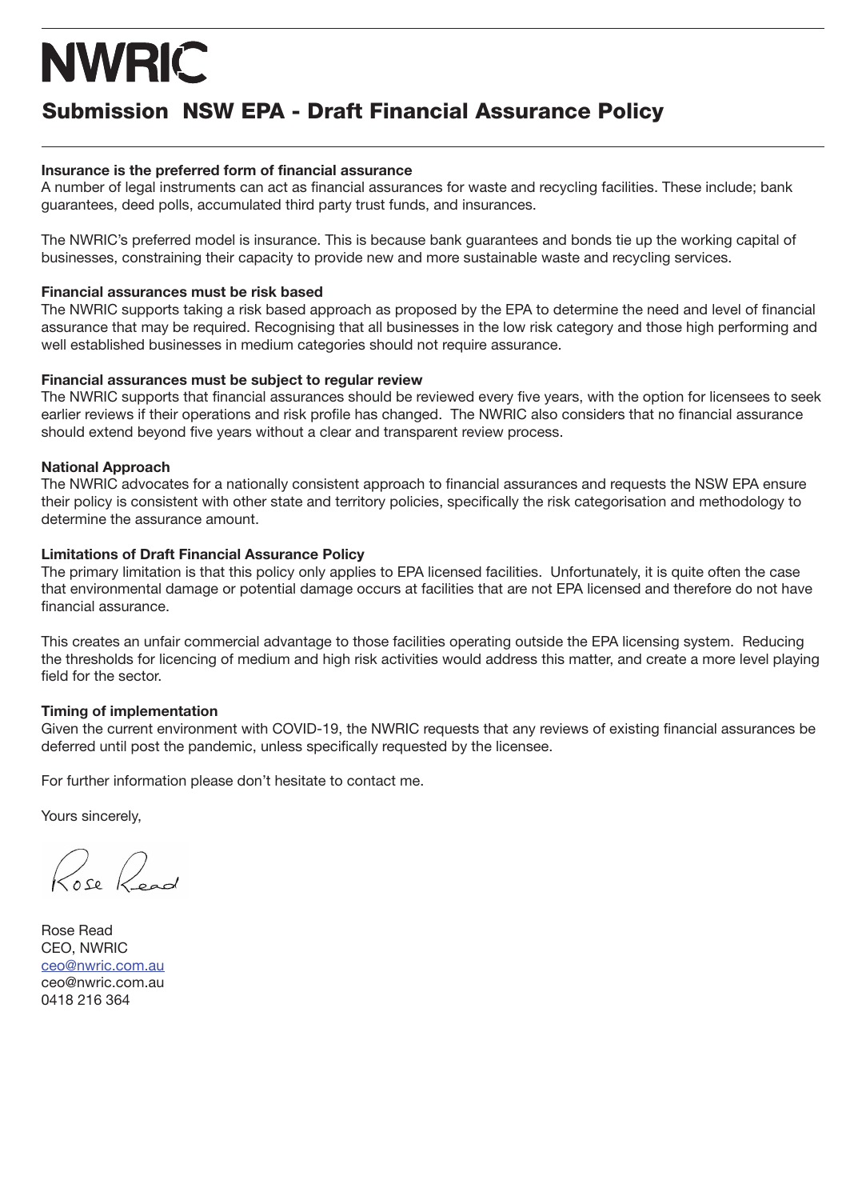# NWRIC

## Submission NSW EPA - Draft Financial Assurance Policy

**Insurance is the preferred form of financial assurance**
A number of legal instruments can act as financial assurances for waste and recycling facilities. These include; bank guarantees, deed polls, accumulated third party trust funds, and insurances.

The NWRIC's preferred model is insurance. This is because bank guarantees and bonds tie up the working capital of businesses, constraining their capacity to provide new and more sustainable waste and recycling services.

**Financial assurances must be risk based**
The NWRIC supports taking a risk based approach as proposed by the EPA to determine the need and level of financial assurance that may be required. Recognising that all businesses in the low risk category and those high performing and well established businesses in medium categories should not require assurance.

**Financial assurances must be subject to regular review**
The NWRIC supports that financial assurances should be reviewed every five years, with the option for licensees to seek earlier reviews if their operations and risk profile has changed. The NWRIC also considers that no financial assurance should extend beyond five years without a clear and transparent review process.

**National Approach**
The NWRIC advocates for a nationally consistent approach to financial assurances and requests the NSW EPA ensure their policy is consistent with other state and territory policies, specifically the risk categorisation and methodology to determine the assurance amount.

**Limitations of Draft Financial Assurance Policy**
The primary limitation is that this policy only applies to EPA licensed facilities. Unfortunately, it is quite often the case that environmental damage or potential damage occurs at facilities that are not EPA licensed and therefore do not have financial assurance.

This creates an unfair commercial advantage to those facilities operating outside the EPA licensing system. Reducing the thresholds for licencing of medium and high risk activities would address this matter, and create a more level playing field for the sector.

**Timing of implementation**
Given the current environment with COVID-19, the NWRIC requests that any reviews of existing financial assurances be deferred until post the pandemic, unless specifically requested by the licensee.

For further information please don't hesitate to contact me.

Yours sincerely,

Rose Read

Rose Read
CEO, NWRIC
ceo@nwric.com.au
ceo@nwric.com.au
0418 216 364